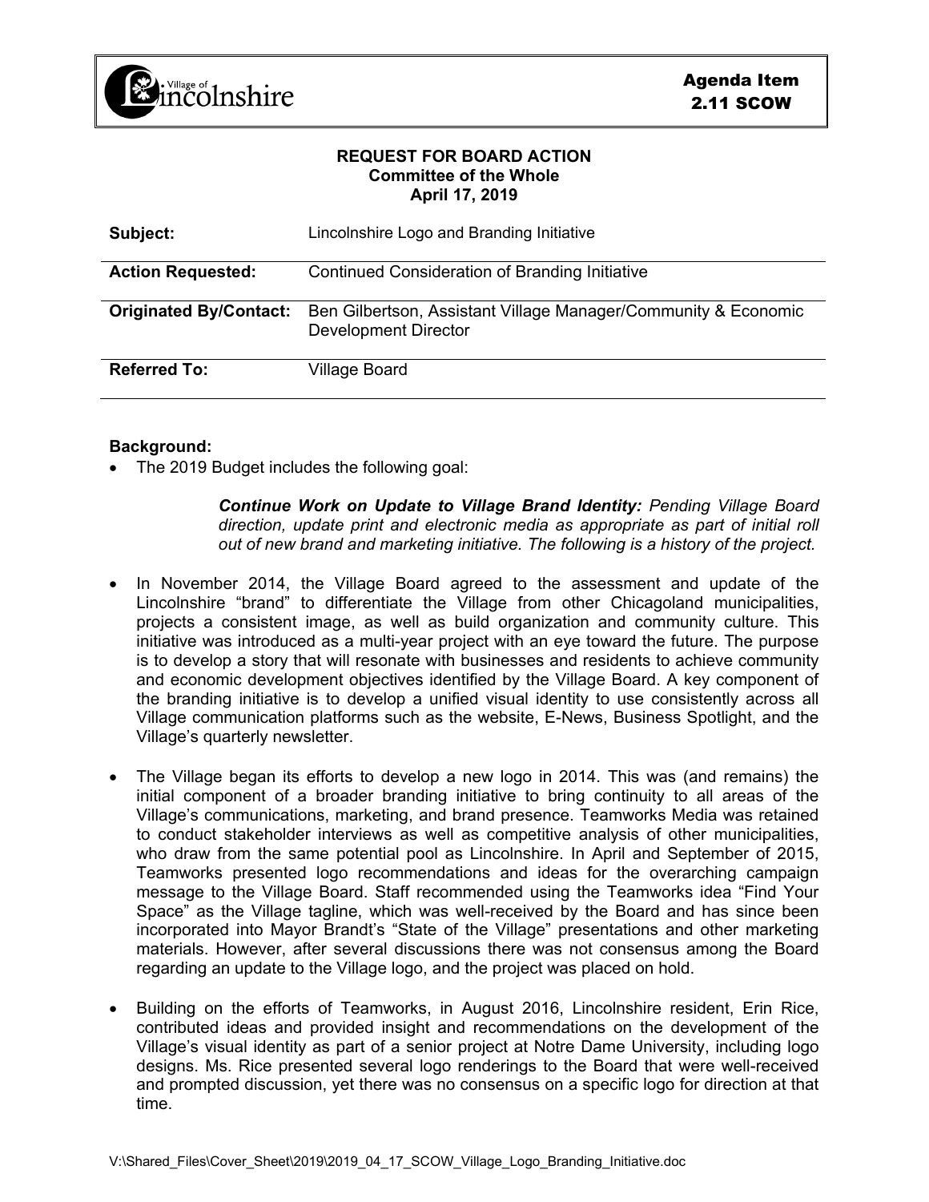Village of Lincolnshire

**Agenda Item**
**2.11 SCOW**

**REQUEST FOR BOARD ACTION**
**Committee of the Whole**
**April 17, 2019**

| | |
|---|---|
| **Subject:** | Lincolnshire Logo and Branding Initiative |
| **Action Requested:** | Continued Consideration of Branding Initiative |
| **Originated By/Contact:** | Ben Gilbertson, Assistant Village Manager/Community & Economic Development Director |
| **Referred To:** | Village Board |

**Background:**

- The 2019 Budget includes the following goal:

  > ***Continue Work on Update to Village Brand Identity:*** *Pending Village Board direction, update print and electronic media as appropriate as part of initial roll out of new brand and marketing initiative. The following is a history of the project.*

- In November 2014, the Village Board agreed to the assessment and update of the Lincolnshire "brand" to differentiate the Village from other Chicagoland municipalities, projects a consistent image, as well as build organization and community culture. This initiative was introduced as a multi-year project with an eye toward the future. The purpose is to develop a story that will resonate with businesses and residents to achieve community and economic development objectives identified by the Village Board. A key component of the branding initiative is to develop a unified visual identity to use consistently across all Village communication platforms such as the website, E-News, Business Spotlight, and the Village's quarterly newsletter.

- The Village began its efforts to develop a new logo in 2014. This was (and remains) the initial component of a broader branding initiative to bring continuity to all areas of the Village's communications, marketing, and brand presence. Teamworks Media was retained to conduct stakeholder interviews as well as competitive analysis of other municipalities, who draw from the same potential pool as Lincolnshire. In April and September of 2015, Teamworks presented logo recommendations and ideas for the overarching campaign message to the Village Board. Staff recommended using the Teamworks idea "Find Your Space" as the Village tagline, which was well-received by the Board and has since been incorporated into Mayor Brandt's "State of the Village" presentations and other marketing materials. However, after several discussions there was not consensus among the Board regarding an update to the Village logo, and the project was placed on hold.

- Building on the efforts of Teamworks, in August 2016, Lincolnshire resident, Erin Rice, contributed ideas and provided insight and recommendations on the development of the Village's visual identity as part of a senior project at Notre Dame University, including logo designs. Ms. Rice presented several logo renderings to the Board that were well-received and prompted discussion, yet there was no consensus on a specific logo for direction at that time.

V:\Shared_Files\Cover_Sheet\2019\2019_04_17_SCOW_Village_Logo_Branding_Initiative.doc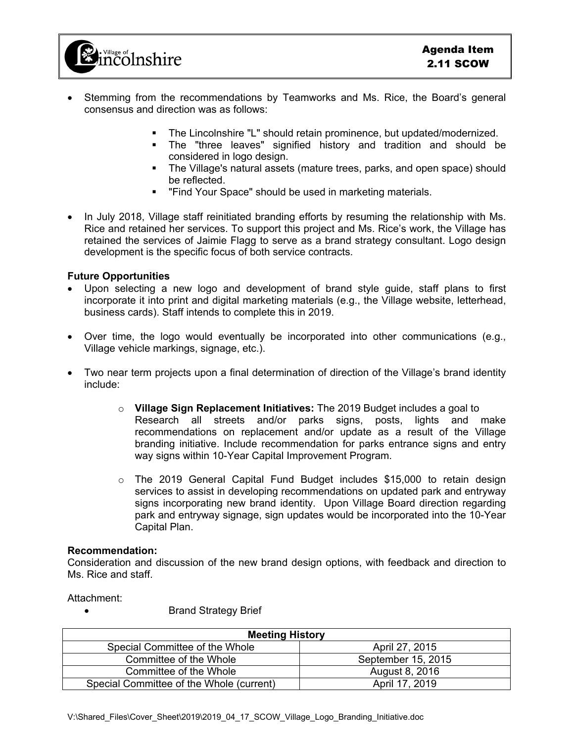- Stemming from the recommendations by Teamworks and Ms. Rice, the Board's general consensus and direction was as follows:

    - The Lincolnshire "L" should retain prominence, but updated/modernized.
    - The "three leaves" signified history and tradition and should be considered in logo design.
    - The Village's natural assets (mature trees, parks, and open space) should be reflected.
    - "Find Your Space" should be used in marketing materials.

- In July 2018, Village staff reinitiated branding efforts by resuming the relationship with Ms. Rice and retained her services. To support this project and Ms. Rice's work, the Village has retained the services of Jaimie Flagg to serve as a brand strategy consultant. Logo design development is the specific focus of both service contracts.

**Future Opportunities**

- Upon selecting a new logo and development of brand style guide, staff plans to first incorporate it into print and digital marketing materials (e.g., the Village website, letterhead, business cards). Staff intends to complete this in 2019.

- Over time, the logo would eventually be incorporated into other communications (e.g., Village vehicle markings, signage, etc.).

- Two near term projects upon a final determination of direction of the Village's brand identity include:

    - **Village Sign Replacement Initiatives:** The 2019 Budget includes a goal to Research all streets and/or parks signs, posts, lights and make recommendations on replacement and/or update as a result of the Village branding initiative. Include recommendation for parks entrance signs and entry way signs within 10-Year Capital Improvement Program.

    - The 2019 General Capital Fund Budget includes $15,000 to retain design services to assist in developing recommendations on updated park and entryway signs incorporating new brand identity. Upon Village Board direction regarding park and entryway signage, sign updates would be incorporated into the 10-Year Capital Plan.

**Recommendation:**

Consideration and discussion of the new brand design options, with feedback and direction to Ms. Rice and staff.

Attachment:

- Brand Strategy Brief

| Meeting History | |
|---|---|
| Special Committee of the Whole | April 27, 2015 |
| Committee of the Whole | September 15, 2015 |
| Committee of the Whole | August 8, 2016 |
| Special Committee of the Whole (current) | April 17, 2019 |

V:\Shared_Files\Cover_Sheet\2019\2019_04_17_SCOW_Village_Logo_Branding_Initiative.doc